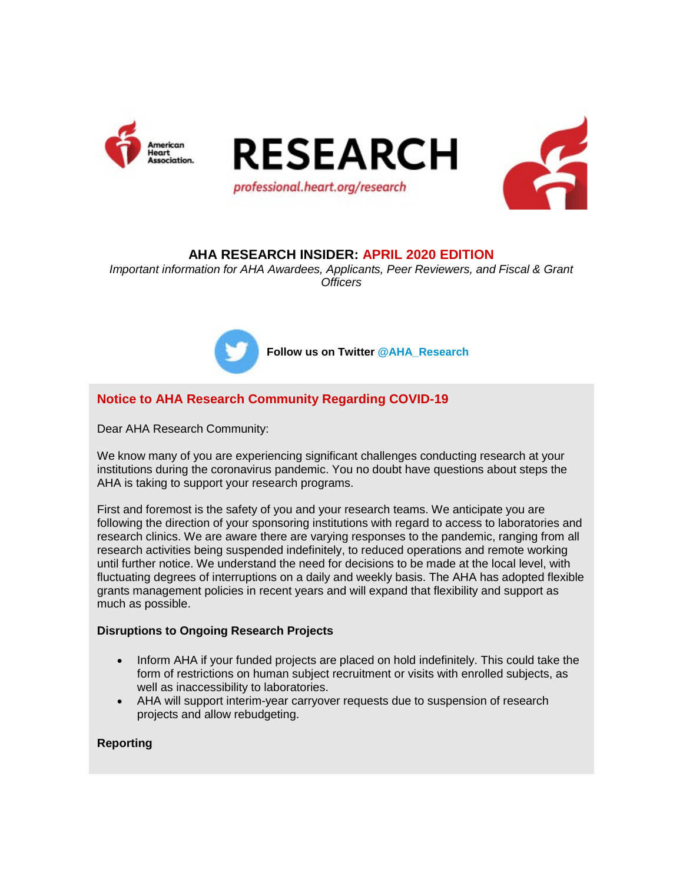American Heart Association.

# RESEARCH

professional.heart.org/research

## AHA RESEARCH INSIDER: APRIL 2020 EDITION

*Important information for AHA Awardees, Applicants, Peer Reviewers, and Fiscal & Grant Officers*

**Follow us on Twitter @AHA_Research**

## Notice to AHA Research Community Regarding COVID-19

Dear AHA Research Community:

We know many of you are experiencing significant challenges conducting research at your institutions during the coronavirus pandemic. You no doubt have questions about steps the AHA is taking to support your research programs.

First and foremost is the safety of you and your research teams. We anticipate you are following the direction of your sponsoring institutions with regard to access to laboratories and research clinics. We are aware there are varying responses to the pandemic, ranging from all research activities being suspended indefinitely, to reduced operations and remote working until further notice. We understand the need for decisions to be made at the local level, with fluctuating degrees of interruptions on a daily and weekly basis. The AHA has adopted flexible grants management policies in recent years and will expand that flexibility and support as much as possible.

**Disruptions to Ongoing Research Projects**

- Inform AHA if your funded projects are placed on hold indefinitely. This could take the form of restrictions on human subject recruitment or visits with enrolled subjects, as well as inaccessibility to laboratories.
- AHA will support interim-year carryover requests due to suspension of research projects and allow rebudgeting.

**Reporting**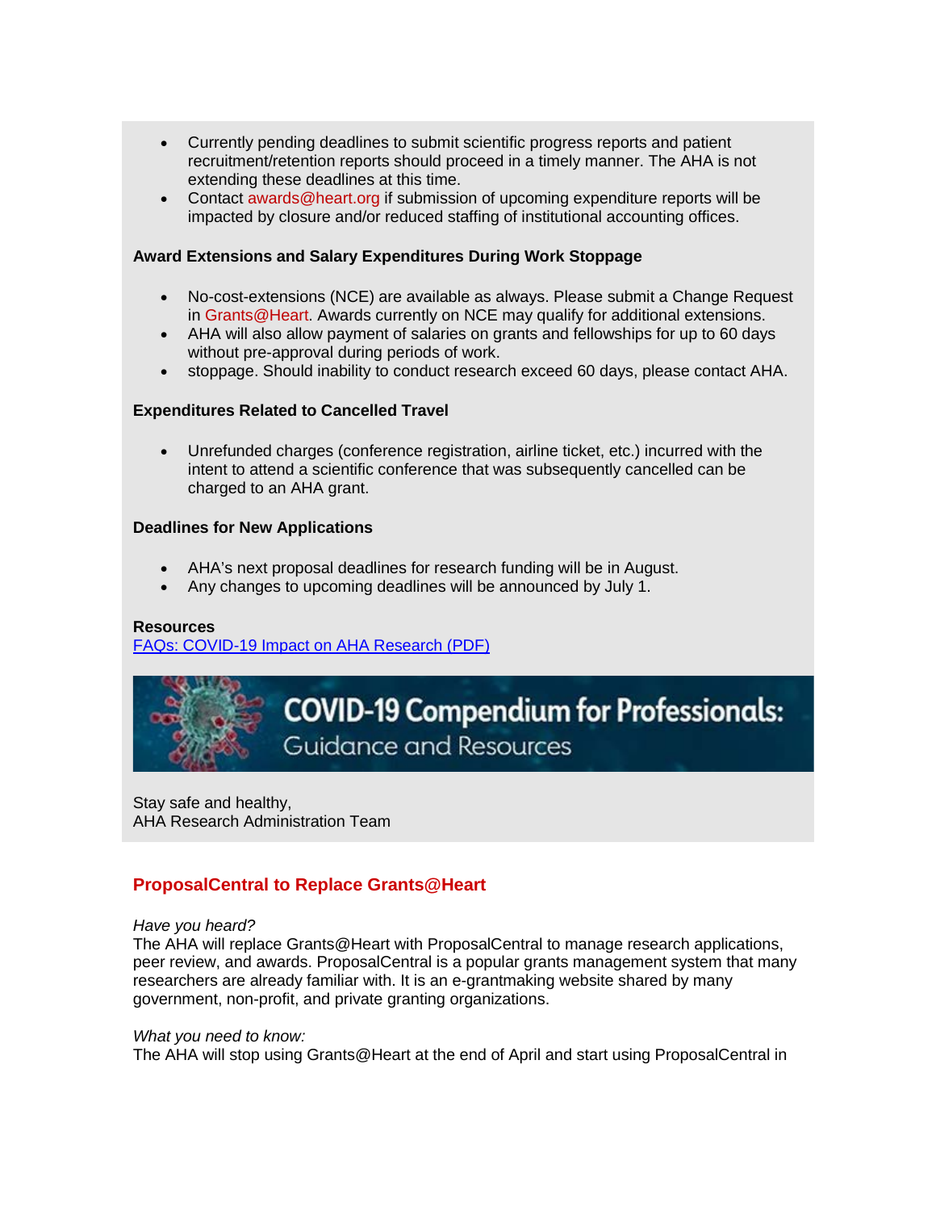- Currently pending deadlines to submit scientific progress reports and patient recruitment/retention reports should proceed in a timely manner. The AHA is not extending these deadlines at this time.
- Contact awards@heart.org if submission of upcoming expenditure reports will be impacted by closure and/or reduced staffing of institutional accounting offices.

**Award Extensions and Salary Expenditures During Work Stoppage**

- No-cost-extensions (NCE) are available as always. Please submit a Change Request in Grants@Heart. Awards currently on NCE may qualify for additional extensions.
- AHA will also allow payment of salaries on grants and fellowships for up to 60 days without pre-approval during periods of work.
- stoppage. Should inability to conduct research exceed 60 days, please contact AHA.

**Expenditures Related to Cancelled Travel**

- Unrefunded charges (conference registration, airline ticket, etc.) incurred with the intent to attend a scientific conference that was subsequently cancelled can be charged to an AHA grant.

**Deadlines for New Applications**

- AHA's next proposal deadlines for research funding will be in August.
- Any changes to upcoming deadlines will be announced by July 1.

**Resources**
[FAQs: COVID-19 Impact on AHA Research (PDF)]()

COVID-19 Compendium for Professionals: Guidance and Resources

Stay safe and healthy,
AHA Research Administration Team

## ProposalCentral to Replace Grants@Heart

*Have you heard?*
The AHA will replace Grants@Heart with ProposalCentral to manage research applications, peer review, and awards. ProposalCentral is a popular grants management system that many researchers are already familiar with. It is an e-grantmaking website shared by many government, non-profit, and private granting organizations.

*What you need to know:*
The AHA will stop using Grants@Heart at the end of April and start using ProposalCentral in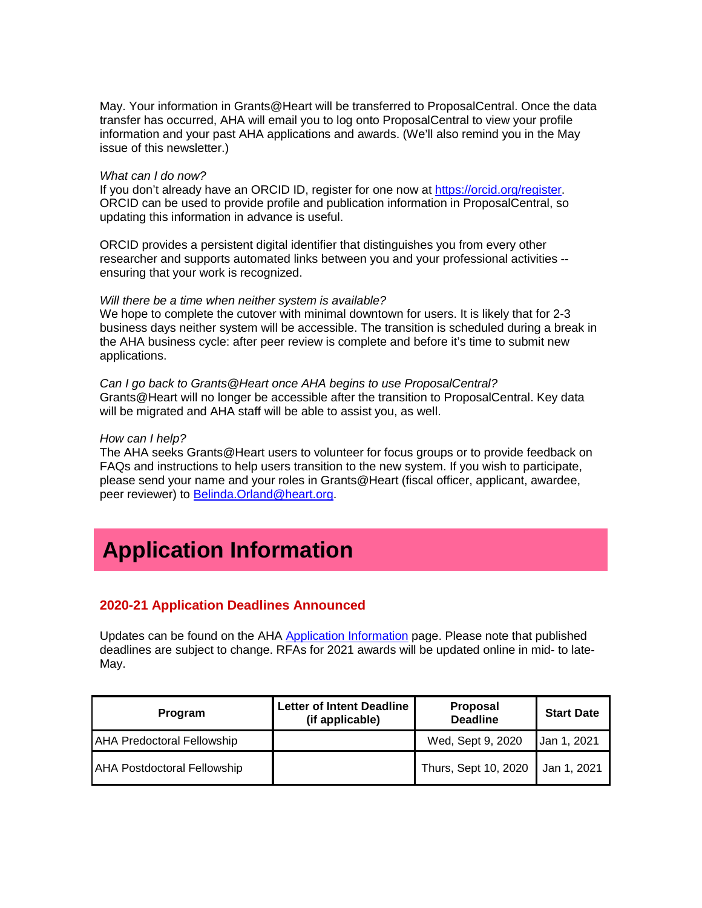May. Your information in Grants@Heart will be transferred to ProposalCentral. Once the data transfer has occurred, AHA will email you to log onto ProposalCentral to view your profile information and your past AHA applications and awards. (We'll also remind you in the May issue of this newsletter.)

*What can I do now?*
If you don't already have an ORCID ID, register for one now at [https://orcid.org/register](https://orcid.org/register). ORCID can be used to provide profile and publication information in ProposalCentral, so updating this information in advance is useful.

ORCID provides a persistent digital identifier that distinguishes you from every other researcher and supports automated links between you and your professional activities -- ensuring that your work is recognized.

*Will there be a time when neither system is available?*
We hope to complete the cutover with minimal downtown for users. It is likely that for 2-3 business days neither system will be accessible. The transition is scheduled during a break in the AHA business cycle: after peer review is complete and before it's time to submit new applications.

*Can I go back to Grants@Heart once AHA begins to use ProposalCentral?*
Grants@Heart will no longer be accessible after the transition to ProposalCentral. Key data will be migrated and AHA staff will be able to assist you, as well.

*How can I help?*
The AHA seeks Grants@Heart users to volunteer for focus groups or to provide feedback on FAQs and instructions to help users transition to the new system. If you wish to participate, please send your name and your roles in Grants@Heart (fiscal officer, applicant, awardee, peer reviewer) to [Belinda.Orland@heart.org](mailto:Belinda.Orland@heart.org).

# Application Information

## 2020-21 Application Deadlines Announced

Updates can be found on the AHA [Application Information](#) page. Please note that published deadlines are subject to change. RFAs for 2021 awards will be updated online in mid- to late-May.

| Program | Letter of Intent Deadline (if applicable) | Proposal Deadline | Start Date |
|---|---|---|---|
| AHA Predoctoral Fellowship | | Wed, Sept 9, 2020 | Jan 1, 2021 |
| AHA Postdoctoral Fellowship | | Thurs, Sept 10, 2020 | Jan 1, 2021 |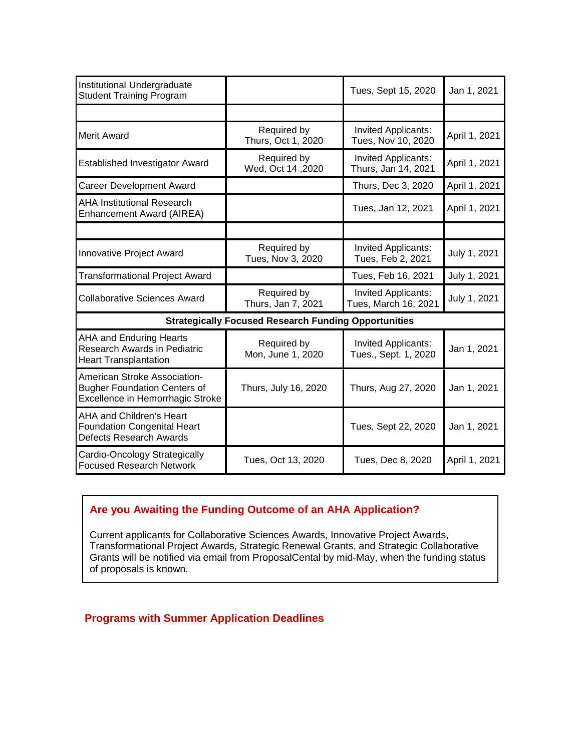| | | | |
|---|---|---|---|
| Institutional Undergraduate Student Training Program | | Tues, Sept 15, 2020 | Jan 1, 2021 |
| | | | |
| Merit Award | Required by Thurs, Oct 1, 2020 | Invited Applicants: Tues, Nov 10, 2020 | April 1, 2021 |
| Established Investigator Award | Required by Wed, Oct 14 ,2020 | Invited Applicants: Thurs, Jan 14, 2021 | April 1, 2021 |
| Career Development Award | | Thurs, Dec 3, 2020 | April 1, 2021 |
| AHA Institutional Research Enhancement Award (AIREA) | | Tues, Jan 12, 2021 | April 1, 2021 |
| | | | |
| Innovative Project Award | Required by Tues, Nov 3, 2020 | Invited Applicants: Tues, Feb 2, 2021 | July 1, 2021 |
| Transformational Project Award | | Tues, Feb 16, 2021 | July 1, 2021 |
| Collaborative Sciences Award | Required by Thurs, Jan 7, 2021 | Invited Applicants: Tues, March 16, 2021 | July 1, 2021 |
| **Strategically Focused Research Funding Opportunities** | | | |
| AHA and Enduring Hearts Research Awards in Pediatric Heart Transplantation | Required by Mon, June 1, 2020 | Invited Applicants: Tues., Sept. 1, 2020 | Jan 1, 2021 |
| American Stroke Association-Bugher Foundation Centers of Excellence in Hemorrhagic Stroke | Thurs, July 16, 2020 | Thurs, Aug 27, 2020 | Jan 1, 2021 |
| AHA and Children's Heart Foundation Congenital Heart Defects Research Awards | | Tues, Sept 22, 2020 | Jan 1, 2021 |
| Cardio-Oncology Strategically Focused Research Network | Tues, Oct 13, 2020 | Tues, Dec 8, 2020 | April 1, 2021 |

### Are you Awaiting the Funding Outcome of an AHA Application?

Current applicants for Collaborative Sciences Awards, Innovative Project Awards, Transformational Project Awards, Strategic Renewal Grants, and Strategic Collaborative Grants will be notified via email from ProposalCental by mid-May, when the funding status of proposals is known.

## Programs with Summer Application Deadlines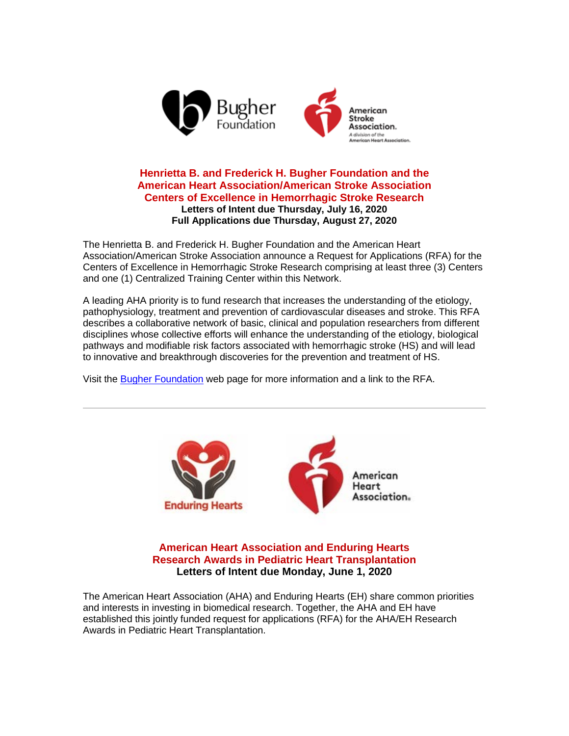## Henrietta B. and Frederick H. Bugher Foundation and the American Heart Association/American Stroke Association Centers of Excellence in Hemorrhagic Stroke Research

**Letters of Intent due Thursday, July 16, 2020**
**Full Applications due Thursday, August 27, 2020**

The Henrietta B. and Frederick H. Bugher Foundation and the American Heart Association/American Stroke Association announce a Request for Applications (RFA) for the Centers of Excellence in Hemorrhagic Stroke Research comprising at least three (3) Centers and one (1) Centralized Training Center within this Network.

A leading AHA priority is to fund research that increases the understanding of the etiology, pathophysiology, treatment and prevention of cardiovascular diseases and stroke. This RFA describes a collaborative network of basic, clinical and population researchers from different disciplines whose collective efforts will enhance the understanding of the etiology, biological pathways and modifiable risk factors associated with hemorrhagic stroke (HS) and will lead to innovative and breakthrough discoveries for the prevention and treatment of HS.

Visit the Bugher Foundation web page for more information and a link to the RFA.

---

## American Heart Association and Enduring Hearts Research Awards in Pediatric Heart Transplantation

**Letters of Intent due Monday, June 1, 2020**

The American Heart Association (AHA) and Enduring Hearts (EH) share common priorities and interests in investing in biomedical research. Together, the AHA and EH have established this jointly funded request for applications (RFA) for the AHA/EH Research Awards in Pediatric Heart Transplantation.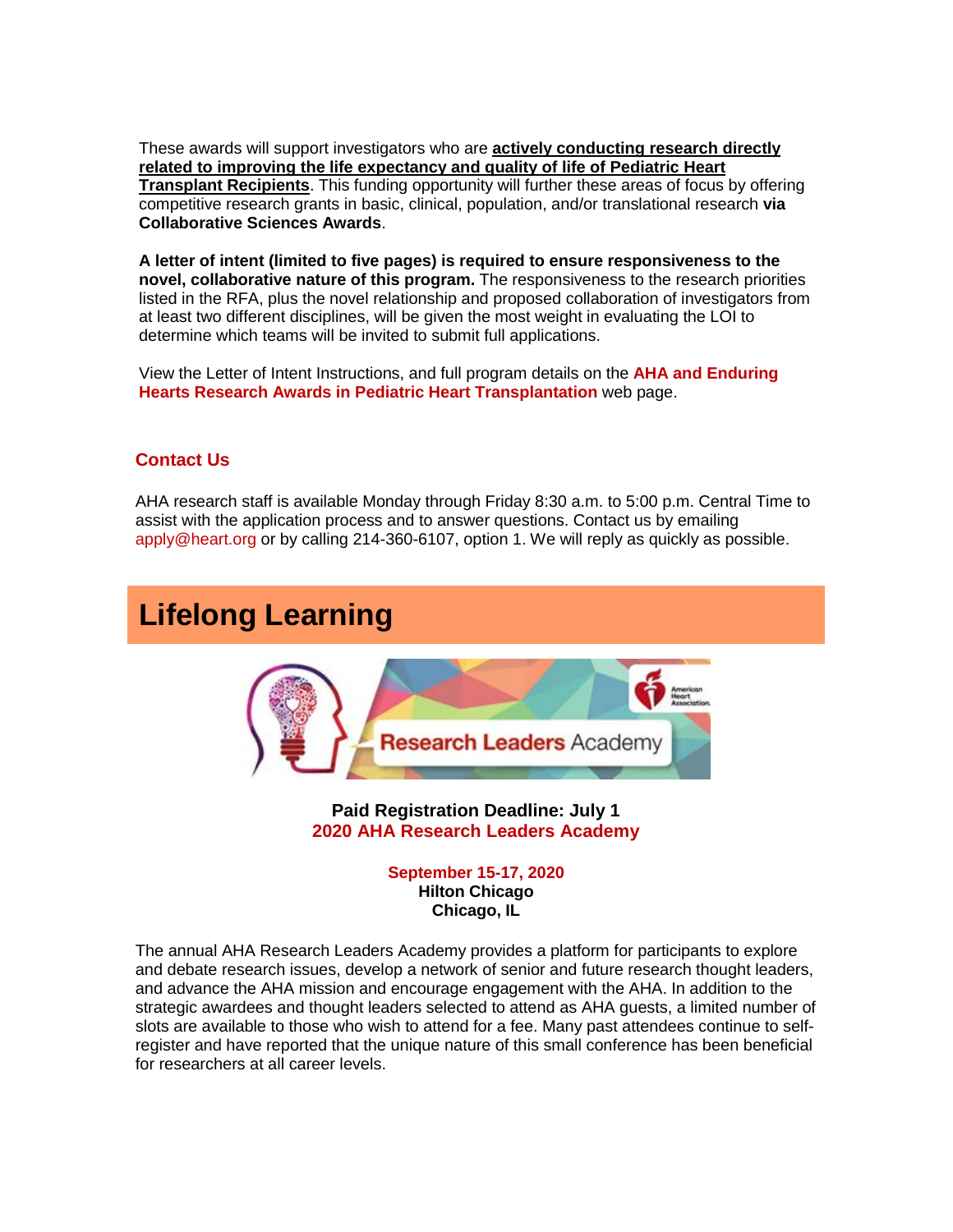These awards will support investigators who are **actively conducting research directly related to improving the life expectancy and quality of life of Pediatric Heart Transplant Recipients**. This funding opportunity will further these areas of focus by offering competitive research grants in basic, clinical, population, and/or translational research **via Collaborative Sciences Awards**.

**A letter of intent (limited to five pages) is required to ensure responsiveness to the novel, collaborative nature of this program.** The responsiveness to the research priorities listed in the RFA, plus the novel relationship and proposed collaboration of investigators from at least two different disciplines, will be given the most weight in evaluating the LOI to determine which teams will be invited to submit full applications.

View the Letter of Intent Instructions, and full program details on the **AHA and Enduring Hearts Research Awards in Pediatric Heart Transplantation** web page.

### Contact Us

AHA research staff is available Monday through Friday 8:30 a.m. to 5:00 p.m. Central Time to assist with the application process and to answer questions. Contact us by emailing apply@heart.org or by calling 214-360-6107, option 1. We will reply as quickly as possible.

## Lifelong Learning

**Paid Registration Deadline: July 1**
**2020 AHA Research Leaders Academy**

**September 15-17, 2020**
**Hilton Chicago**
**Chicago, IL**

The annual AHA Research Leaders Academy provides a platform for participants to explore and debate research issues, develop a network of senior and future research thought leaders, and advance the AHA mission and encourage engagement with the AHA. In addition to the strategic awardees and thought leaders selected to attend as AHA guests, a limited number of slots are available to those who wish to attend for a fee. Many past attendees continue to self-register and have reported that the unique nature of this small conference has been beneficial for researchers at all career levels.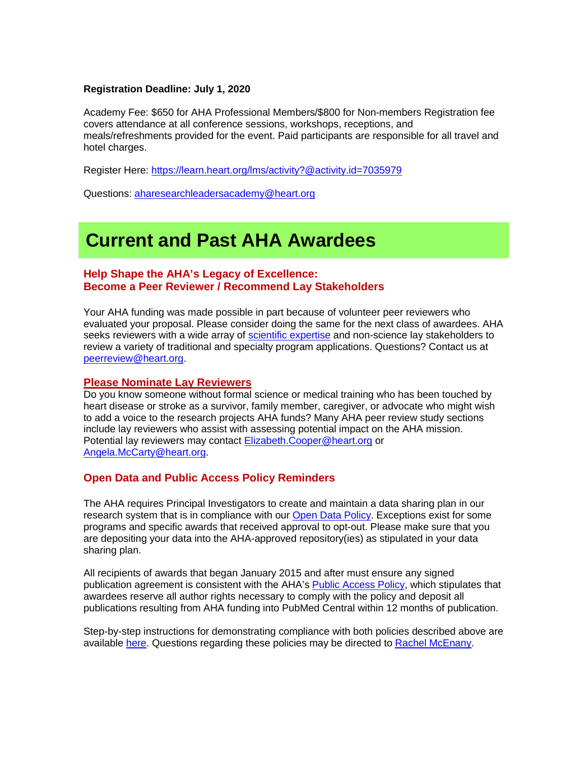**Registration Deadline: July 1, 2020**

Academy Fee: $650 for AHA Professional Members/$800 for Non-members Registration fee covers attendance at all conference sessions, workshops, receptions, and meals/refreshments provided for the event. Paid participants are responsible for all travel and hotel charges.

Register Here: https://learn.heart.org/lms/activity?@activity.id=7035979

Questions: aharesearchleadersacademy@heart.org

# Current and Past AHA Awardees

### Help Shape the AHA's Legacy of Excellence: Become a Peer Reviewer / Recommend Lay Stakeholders

Your AHA funding was made possible in part because of volunteer peer reviewers who evaluated your proposal. Please consider doing the same for the next class of awardees. AHA seeks reviewers with a wide array of scientific expertise and non-science lay stakeholders to review a variety of traditional and specialty program applications. Questions? Contact us at peerreview@heart.org.

### Please Nominate Lay Reviewers

Do you know someone without formal science or medical training who has been touched by heart disease or stroke as a survivor, family member, caregiver, or advocate who might wish to add a voice to the research projects AHA funds? Many AHA peer review study sections include lay reviewers who assist with assessing potential impact on the AHA mission. Potential lay reviewers may contact Elizabeth.Cooper@heart.org or Angela.McCarty@heart.org.

### Open Data and Public Access Policy Reminders

The AHA requires Principal Investigators to create and maintain a data sharing plan in our research system that is in compliance with our Open Data Policy. Exceptions exist for some programs and specific awards that received approval to opt-out. Please make sure that you are depositing your data into the AHA-approved repository(ies) as stipulated in your data sharing plan.

All recipients of awards that began January 2015 and after must ensure any signed publication agreement is consistent with the AHA's Public Access Policy, which stipulates that awardees reserve all author rights necessary to comply with the policy and deposit all publications resulting from AHA funding into PubMed Central within 12 months of publication.

Step-by-step instructions for demonstrating compliance with both policies described above are available here. Questions regarding these policies may be directed to Rachel McEnany.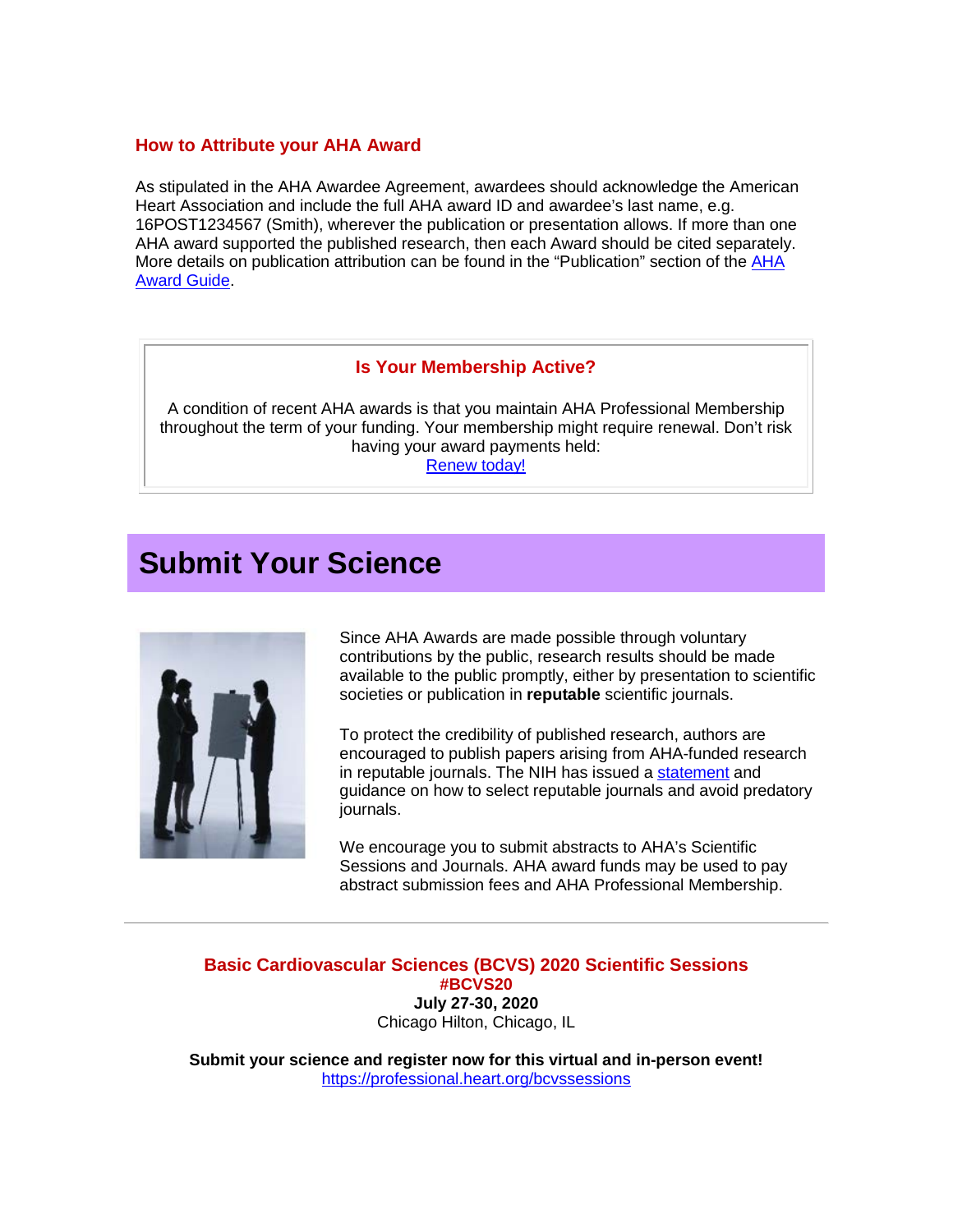### How to Attribute your AHA Award

As stipulated in the AHA Awardee Agreement, awardees should acknowledge the American Heart Association and include the full AHA award ID and awardee's last name, e.g. 16POST1234567 (Smith), wherever the publication or presentation allows. If more than one AHA award supported the published research, then each Award should be cited separately. More details on publication attribution can be found in the "Publication" section of the AHA Award Guide.

### Is Your Membership Active?

A condition of recent AHA awards is that you maintain AHA Professional Membership throughout the term of your funding. Your membership might require renewal. Don't risk having your award payments held:
Renew today!

## Submit Your Science

Since AHA Awards are made possible through voluntary contributions by the public, research results should be made available to the public promptly, either by presentation to scientific societies or publication in **reputable** scientific journals.

To protect the credibility of published research, authors are encouraged to publish papers arising from AHA-funded research in reputable journals. The NIH has issued a statement and guidance on how to select reputable journals and avoid predatory journals.

We encourage you to submit abstracts to AHA's Scientific Sessions and Journals. AHA award funds may be used to pay abstract submission fees and AHA Professional Membership.

---

### Basic Cardiovascular Sciences (BCVS) 2020 Scientific Sessions
**#BCVS20**
**July 27-30, 2020**
Chicago Hilton, Chicago, IL

**Submit your science and register now for this virtual and in-person event!**
https://professional.heart.org/bcvssessions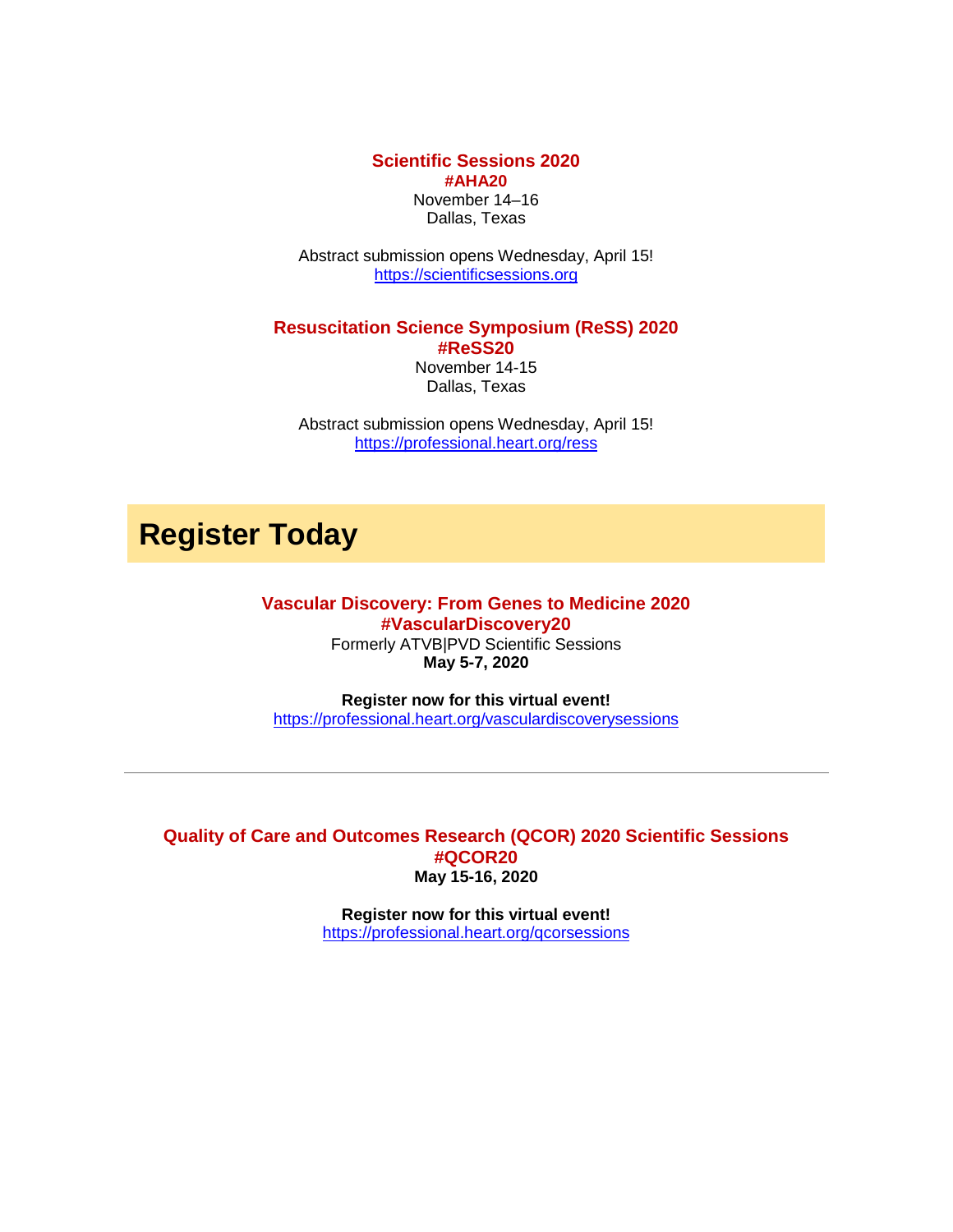**Scientific Sessions 2020**
**#AHA20**
November 14–16
Dallas, Texas

Abstract submission opens Wednesday, April 15!
https://scientificsessions.org

**Resuscitation Science Symposium (ReSS) 2020**
**#ReSS20**
November 14-15
Dallas, Texas

Abstract submission opens Wednesday, April 15!
https://professional.heart.org/ress

## Register Today

**Vascular Discovery: From Genes to Medicine 2020**
**#VascularDiscovery20**
Formerly ATVB|PVD Scientific Sessions
**May 5-7, 2020**

**Register now for this virtual event!**
https://professional.heart.org/vasculardiscoverysessions

---

**Quality of Care and Outcomes Research (QCOR) 2020 Scientific Sessions**
**#QCOR20**
**May 15-16, 2020**

**Register now for this virtual event!**
https://professional.heart.org/qcorsessions